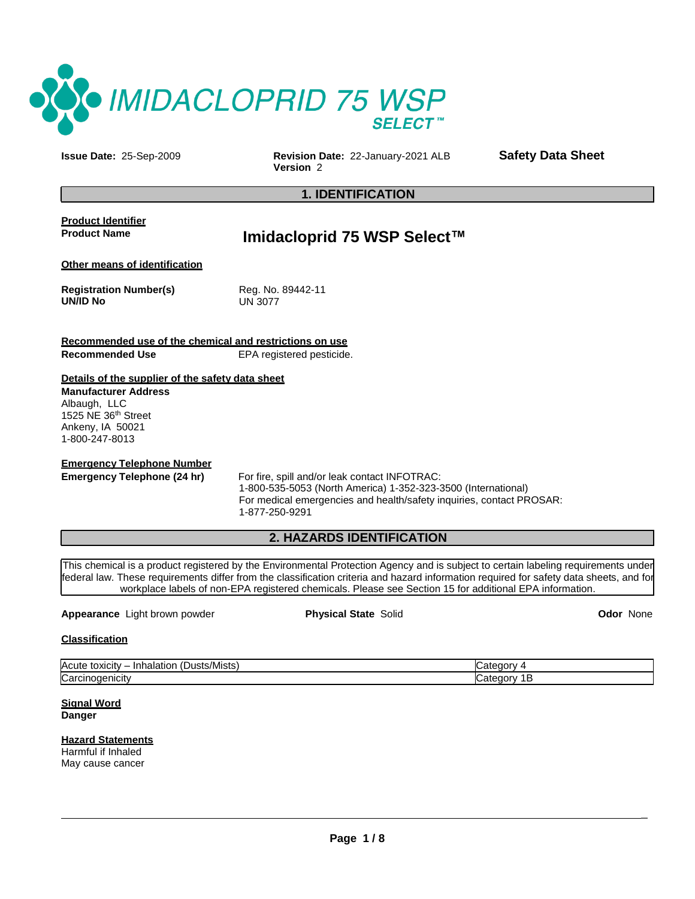# IMIDACLOPRID 75 WSP SELECT™

**Issue Date:** 25-Sep-2009

**Revision Date:** 22-January-2021 ALB
**Version** 2

**Safety Data Sheet**

## 1. IDENTIFICATION

**Product Identifier**

**Product Name** **Imidacloprid 75 WSP Select™**

**Other means of identification**

**Registration Number(s)** Reg. No. 89442-11
**UN/ID No** UN 3077

**Recommended use of the chemical and restrictions on use**

**Recommended Use** EPA registered pesticide.

**Details of the supplier of the safety data sheet**

**Manufacturer Address**
Albaugh, LLC
1525 NE 36th Street
Ankeny, IA 50021
1-800-247-8013

**Emergency Telephone Number**

**Emergency Telephone (24 hr)** For fire, spill and/or leak contact INFOTRAC:
1-800-535-5053 (North America) 1-352-323-3500 (International)
For medical emergencies and health/safety inquiries, contact PROSAR:
1-877-250-9291

## 2. HAZARDS IDENTIFICATION

This chemical is a product registered by the Environmental Protection Agency and is subject to certain labeling requirements under federal law. These requirements differ from the classification criteria and hazard information required for safety data sheets, and for workplace labels of non-EPA registered chemicals. Please see Section 15 for additional EPA information.

**Appearance** Light brown powder **Physical State** Solid **Odor** None

**Classification**

| Hazard | Category |
|---|---|
| Acute toxicity – Inhalation (Dusts/Mists) | Category 4 |
| Carcinogenicity | Category 1B |

**Signal Word**
**Danger**

**Hazard Statements**
Harmful if Inhaled
May cause cancer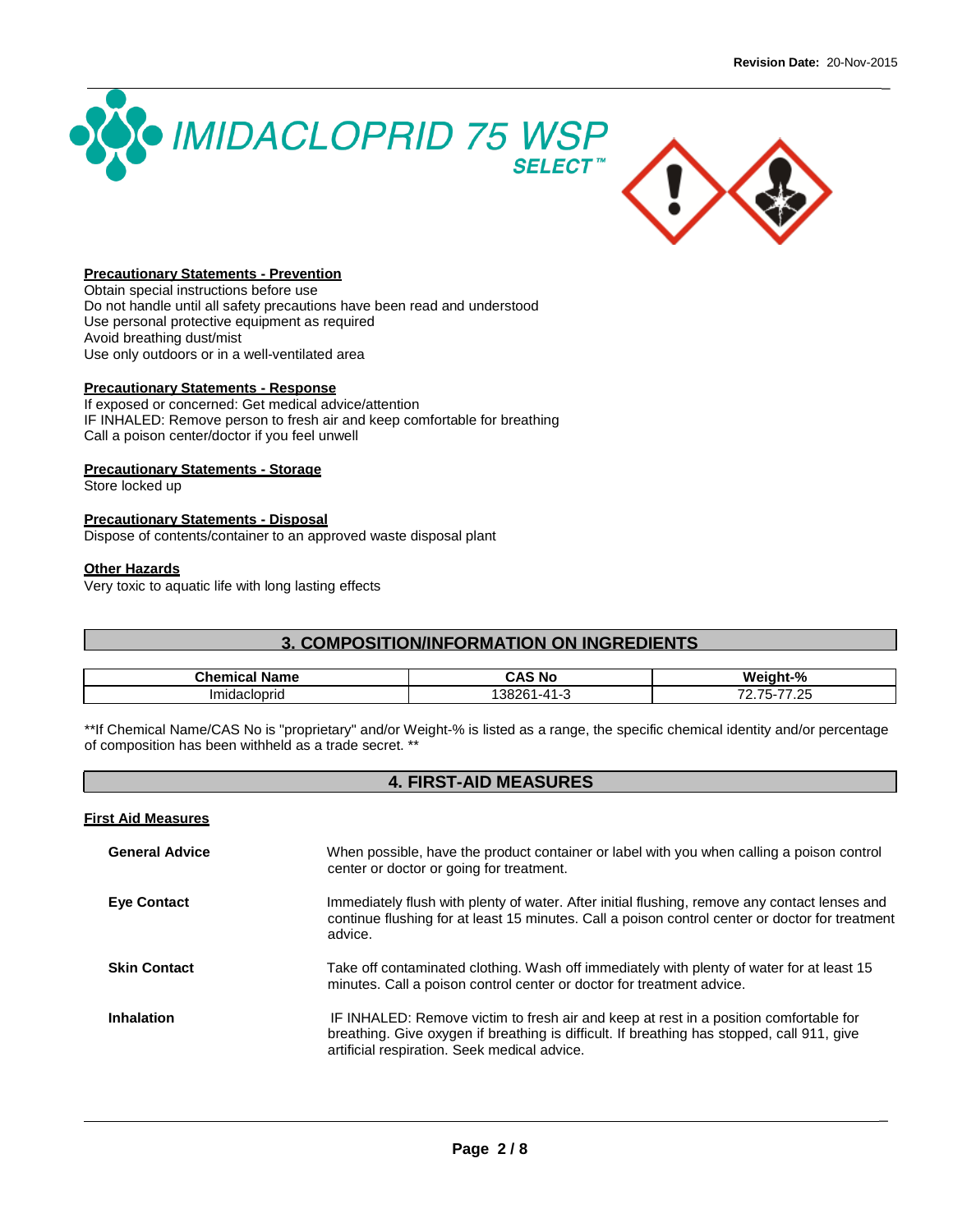**Revision Date:** 20-Nov-2015

# IMIDACLOPRID 75 WSP SELECT™

**Precautionary Statements - Prevention**

Obtain special instructions before use
Do not handle until all safety precautions have been read and understood
Use personal protective equipment as required
Avoid breathing dust/mist
Use only outdoors or in a well-ventilated area

**Precautionary Statements - Response**

If exposed or concerned: Get medical advice/attention
IF INHALED: Remove person to fresh air and keep comfortable for breathing
Call a poison center/doctor if you feel unwell

**Precautionary Statements - Storage**

Store locked up

**Precautionary Statements - Disposal**

Dispose of contents/container to an approved waste disposal plant

**Other Hazards**

Very toxic to aquatic life with long lasting effects

## 3. COMPOSITION/INFORMATION ON INGREDIENTS

| Chemical Name | CAS No | Weight-% |
|---|---|---|
| Imidacloprid | 138261-41-3 | 72.75-77.25 |

**If Chemical Name/CAS No is "proprietary" and/or Weight-% is listed as a range, the specific chemical identity and/or percentage of composition has been withheld as a trade secret. **

## 4. FIRST-AID MEASURES

**First Aid Measures**

**General Advice**
When possible, have the product container or label with you when calling a poison control center or doctor or going for treatment.

**Eye Contact**
Immediately flush with plenty of water. After initial flushing, remove any contact lenses and continue flushing for at least 15 minutes. Call a poison control center or doctor for treatment advice.

**Skin Contact**
Take off contaminated clothing. Wash off immediately with plenty of water for at least 15 minutes. Call a poison control center or doctor for treatment advice.

**Inhalation**
IF INHALED: Remove victim to fresh air and keep at rest in a position comfortable for breathing. Give oxygen if breathing is difficult. If breathing has stopped, call 911, give artificial respiration. Seek medical advice.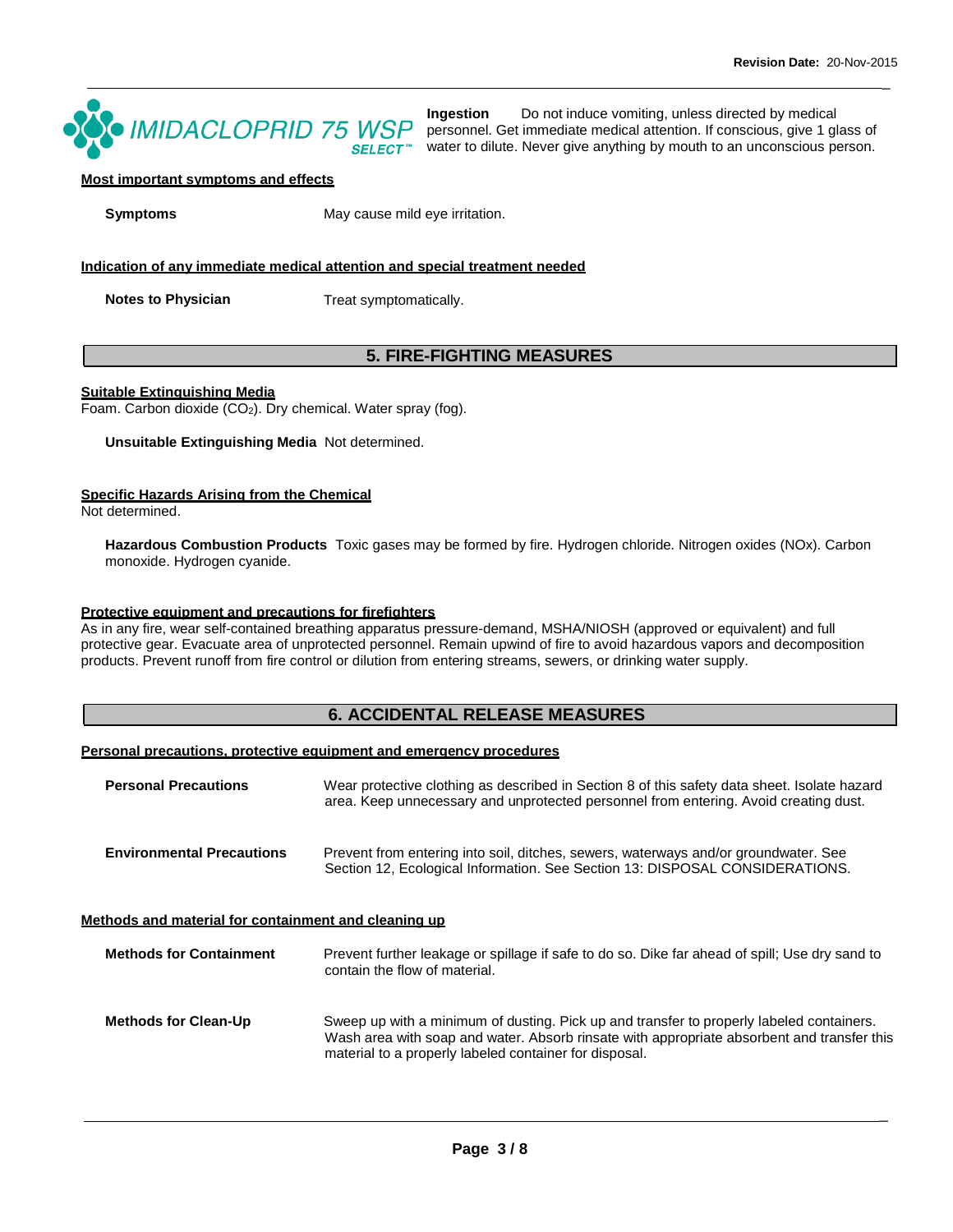**Ingestion** Do not induce vomiting, unless directed by medical personnel. Get immediate medical attention. If conscious, give 1 glass of water to dilute. Never give anything by mouth to an unconscious person.

**Most important symptoms and effects**

**Symptoms** May cause mild eye irritation.

**Indication of any immediate medical attention and special treatment needed**

**Notes to Physician** Treat symptomatically.

## 5. FIRE-FIGHTING MEASURES

**Suitable Extinguishing Media**

Foam. Carbon dioxide ($CO_2$). Dry chemical. Water spray (fog).

**Unsuitable Extinguishing Media** Not determined.

**Specific Hazards Arising from the Chemical**

Not determined.

**Hazardous Combustion Products** Toxic gases may be formed by fire. Hydrogen chloride. Nitrogen oxides (NOx). Carbon monoxide. Hydrogen cyanide.

**Protective equipment and precautions for firefighters**

As in any fire, wear self-contained breathing apparatus pressure-demand, MSHA/NIOSH (approved or equivalent) and full protective gear. Evacuate area of unprotected personnel. Remain upwind of fire to avoid hazardous vapors and decomposition products. Prevent runoff from fire control or dilution from entering streams, sewers, or drinking water supply.

## 6. ACCIDENTAL RELEASE MEASURES

**Personal precautions, protective equipment and emergency procedures**

**Personal Precautions** Wear protective clothing as described in Section 8 of this safety data sheet. Isolate hazard area. Keep unnecessary and unprotected personnel from entering. Avoid creating dust.

**Environmental Precautions** Prevent from entering into soil, ditches, sewers, waterways and/or groundwater. See Section 12, Ecological Information. See Section 13: DISPOSAL CONSIDERATIONS.

**Methods and material for containment and cleaning up**

**Methods for Containment** Prevent further leakage or spillage if safe to do so. Dike far ahead of spill; Use dry sand to contain the flow of material.

**Methods for Clean-Up** Sweep up with a minimum of dusting. Pick up and transfer to properly labeled containers. Wash area with soap and water. Absorb rinsate with appropriate absorbent and transfer this material to a properly labeled container for disposal.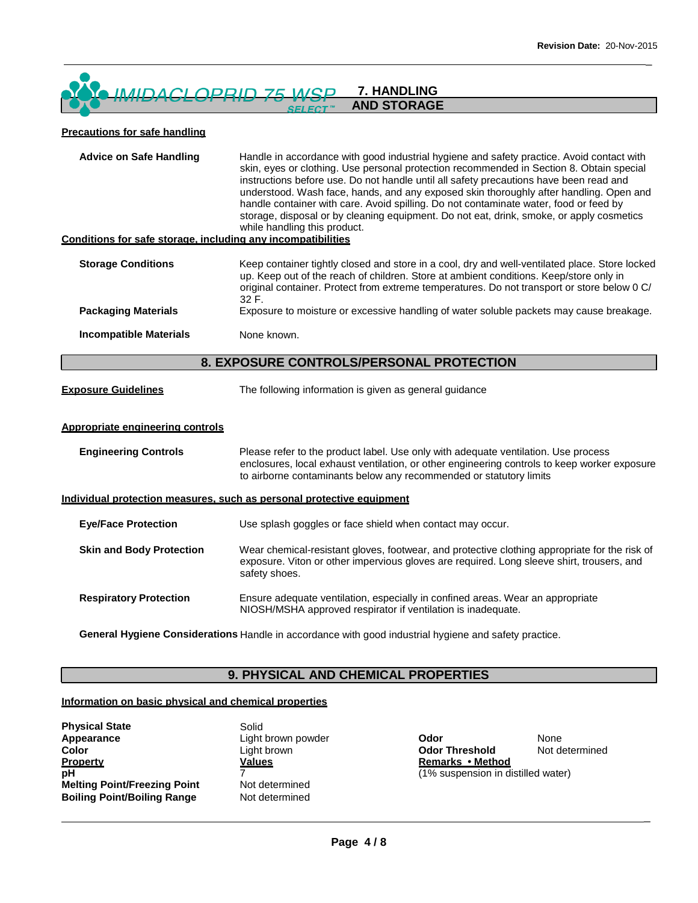## 7. HANDLING AND STORAGE

**Precautions for safe handling**

**Advice on Safe Handling** Handle in accordance with good industrial hygiene and safety practice. Avoid contact with skin, eyes or clothing. Use personal protection recommended in Section 8. Obtain special instructions before use. Do not handle until all safety precautions have been read and understood. Wash face, hands, and any exposed skin thoroughly after handling. Open and handle container with care. Avoid spilling. Do not contaminate water, food or feed by storage, disposal or by cleaning equipment. Do not eat, drink, smoke, or apply cosmetics while handling this product.

**Conditions for safe storage, including any incompatibilities**

**Storage Conditions** Keep container tightly closed and store in a cool, dry and well-ventilated place. Store locked up. Keep out of the reach of children. Store at ambient conditions. Keep/store only in original container. Protect from extreme temperatures. Do not transport or store below 0 C/ 32 F.

**Packaging Materials** Exposure to moisture or excessive handling of water soluble packets may cause breakage.

**Incompatible Materials** None known.

## 8. EXPOSURE CONTROLS/PERSONAL PROTECTION

**Exposure Guidelines** The following information is given as general guidance

**Appropriate engineering controls**

**Engineering Controls** Please refer to the product label. Use only with adequate ventilation. Use process enclosures, local exhaust ventilation, or other engineering controls to keep worker exposure to airborne contaminants below any recommended or statutory limits

**Individual protection measures, such as personal protective equipment**

**Eye/Face Protection** Use splash goggles or face shield when contact may occur.

**Skin and Body Protection** Wear chemical-resistant gloves, footwear, and protective clothing appropriate for the risk of exposure. Viton or other impervious gloves are required. Long sleeve shirt, trousers, and safety shoes.

**Respiratory Protection** Ensure adequate ventilation, especially in confined areas. Wear an appropriate NIOSH/MSHA approved respirator if ventilation is inadequate.

**General Hygiene Considerations** Handle in accordance with good industrial hygiene and safety practice.

## 9. PHYSICAL AND CHEMICAL PROPERTIES

**Information on basic physical and chemical properties**

**Physical State** Solid
**Appearance** Light brown powder
**Color** Light brown
**Odor** None
**Odor Threshold** Not determined

| Property | Values | Remarks • Method |
|---|---|---|
| pH | 7 | (1% suspension in distilled water) |
| Melting Point/Freezing Point | Not determined | |
| Boiling Point/Boiling Range | Not determined | |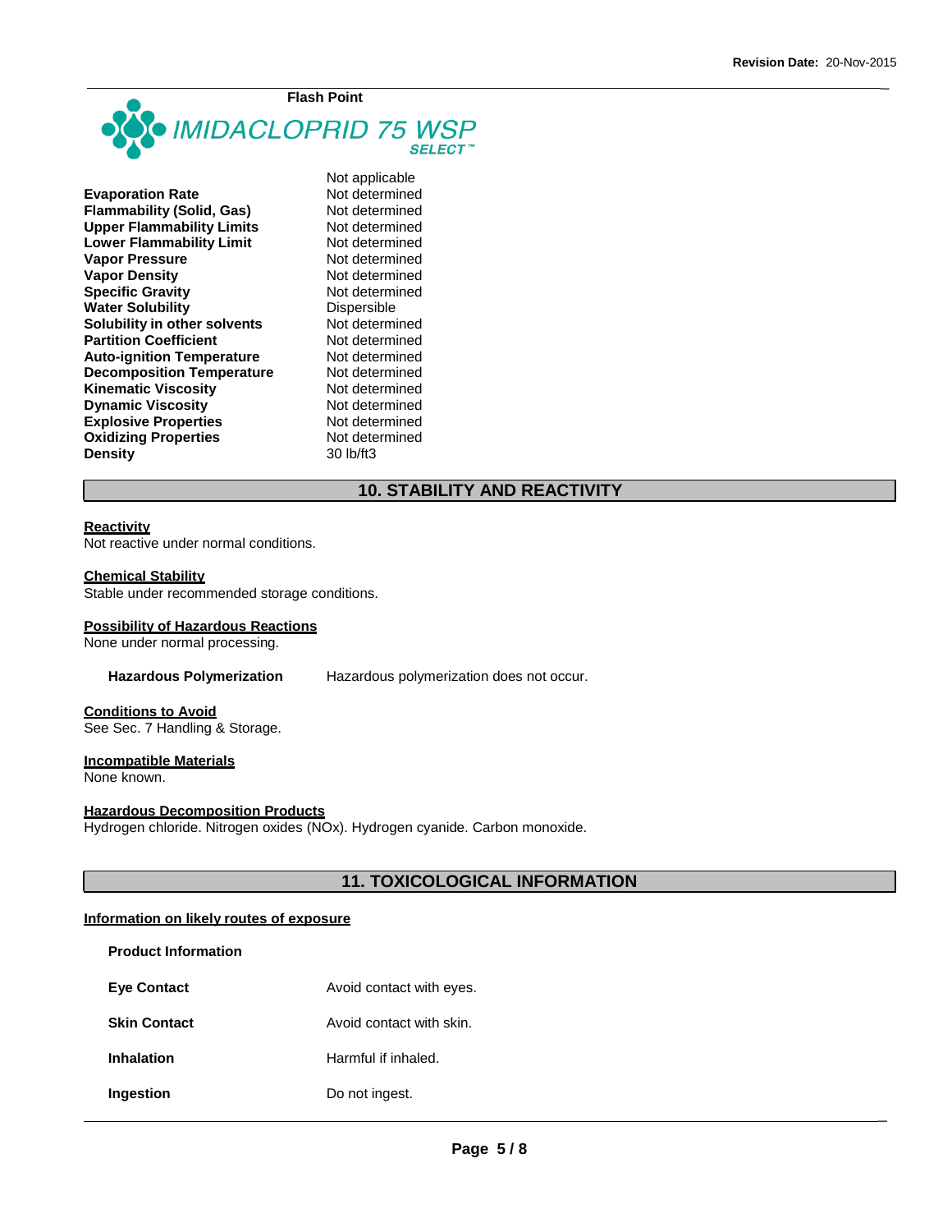| Property | Value |
| --- | --- |
| Flash Point | Not applicable |
| Evaporation Rate | Not determined |
| Flammability (Solid, Gas) | Not determined |
| Upper Flammability Limits | Not determined |
| Lower Flammability Limit | Not determined |
| Vapor Pressure | Not determined |
| Vapor Density | Not determined |
| Specific Gravity | Not determined |
| Water Solubility | Dispersible |
| Solubility in other solvents | Not determined |
| Partition Coefficient | Not determined |
| Auto-ignition Temperature | Not determined |
| Decomposition Temperature | Not determined |
| Kinematic Viscosity | Not determined |
| Dynamic Viscosity | Not determined |
| Explosive Properties | Not determined |
| Oxidizing Properties | Not determined |
| Density | 30 lb/ft3 |

## 10. STABILITY AND REACTIVITY

**Reactivity**
Not reactive under normal conditions.

**Chemical Stability**
Stable under recommended storage conditions.

**Possibility of Hazardous Reactions**
None under normal processing.

**Hazardous Polymerization** Hazardous polymerization does not occur.

**Conditions to Avoid**
See Sec. 7 Handling & Storage.

**Incompatible Materials**
None known.

**Hazardous Decomposition Products**
Hydrogen chloride. Nitrogen oxides (NOx). Hydrogen cyanide. Carbon monoxide.

## 11. TOXICOLOGICAL INFORMATION

**Information on likely routes of exposure**

**Product Information**

| | |
| --- | --- |
| **Eye Contact** | Avoid contact with eyes. |
| **Skin Contact** | Avoid contact with skin. |
| **Inhalation** | Harmful if inhaled. |
| **Ingestion** | Do not ingest. |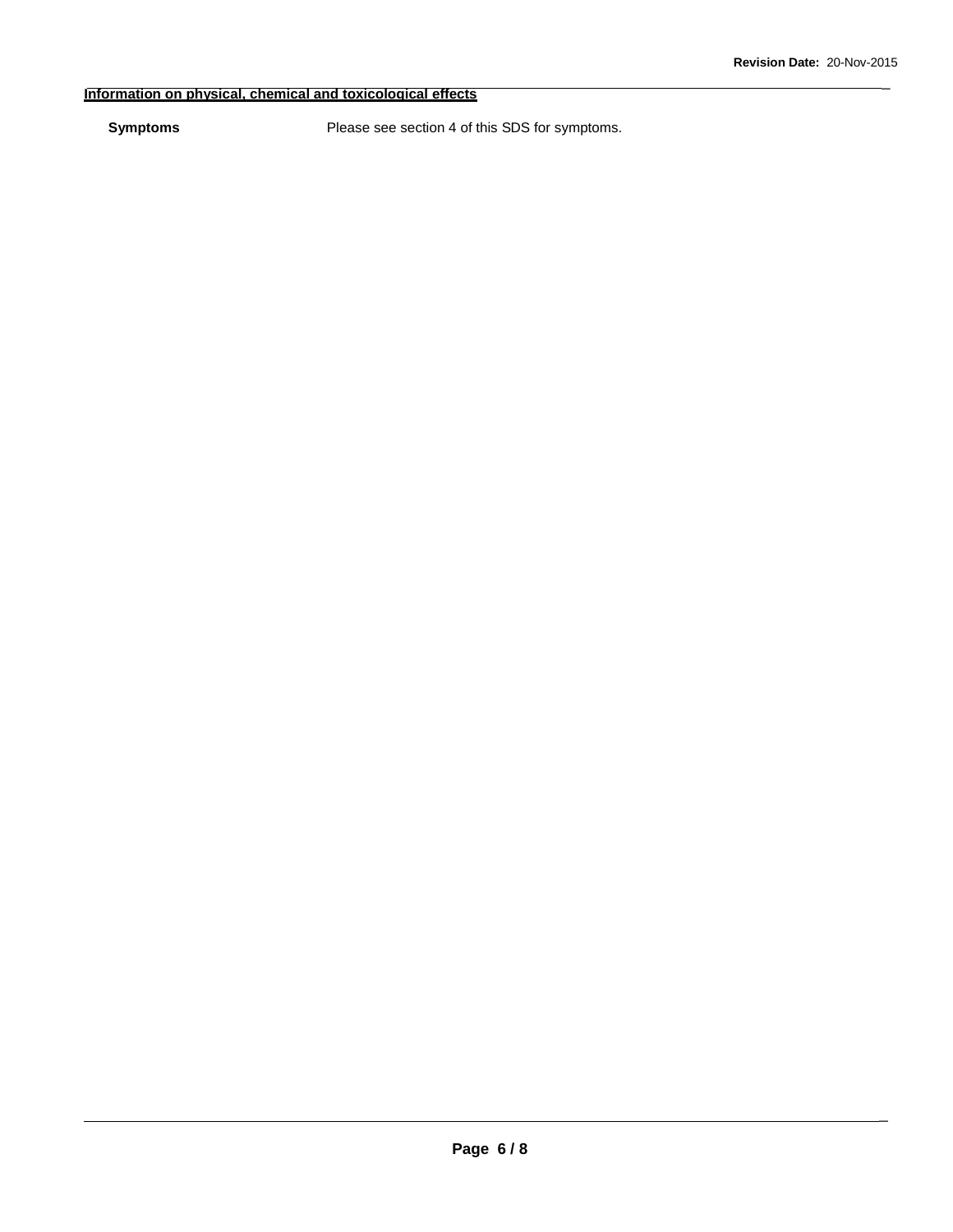**Information on physical, chemical and toxicological effects**

**Symptoms** Please see section 4 of this SDS for symptoms.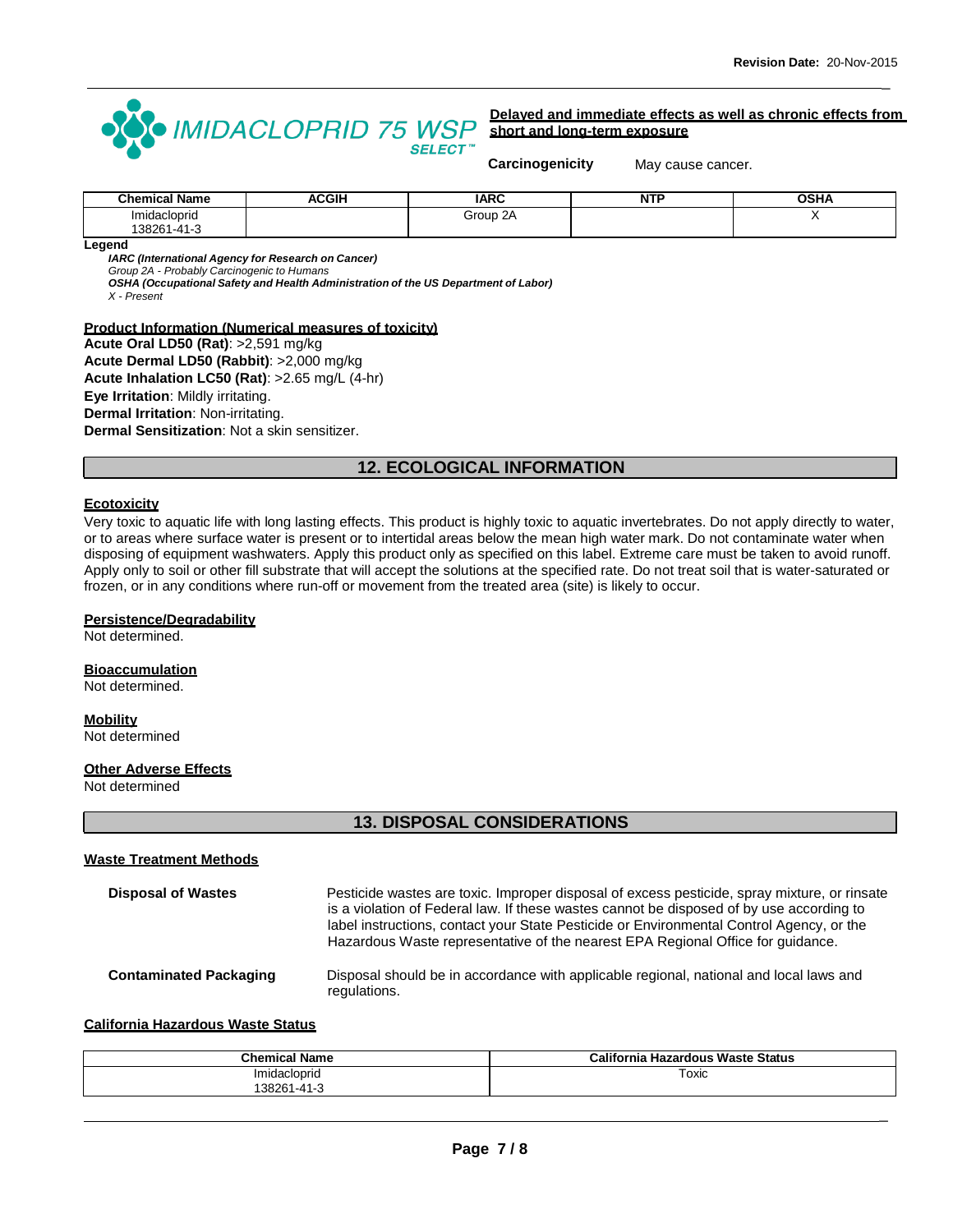**Delayed and immediate effects as well as chronic effects from short and long-term exposure**

**Carcinogenicity** May cause cancer.

| Chemical Name | ACGIH | IARC | NTP | OSHA |
|---|---|---|---|---|
| Imidacloprid 138261-41-3 | | Group 2A | | X |

**Legend**

***IARC (International Agency for Research on Cancer)***
*Group 2A - Probably Carcinogenic to Humans*
***OSHA (Occupational Safety and Health Administration of the US Department of Labor)***
*X - Present*

**Product Information (Numerical measures of toxicity)**

**Acute Oral LD50 (Rat)**: >2,591 mg/kg
**Acute Dermal LD50 (Rabbit)**: >2,000 mg/kg
**Acute Inhalation LC50 (Rat)**: >2.65 mg/L (4-hr)
**Eye Irritation**: Mildly irritating.
**Dermal Irritation**: Non-irritating.
**Dermal Sensitization**: Not a skin sensitizer.

## 12. ECOLOGICAL INFORMATION

**Ecotoxicity**

Very toxic to aquatic life with long lasting effects. This product is highly toxic to aquatic invertebrates. Do not apply directly to water, or to areas where surface water is present or to intertidal areas below the mean high water mark. Do not contaminate water when disposing of equipment washwaters. Apply this product only as specified on this label. Extreme care must be taken to avoid runoff. Apply only to soil or other fill substrate that will accept the solutions at the specified rate. Do not treat soil that is water-saturated or frozen, or in any conditions where run-off or movement from the treated area (site) is likely to occur.

**Persistence/Degradability**

Not determined.

**Bioaccumulation**

Not determined.

**Mobility**

Not determined

**Other Adverse Effects**

Not determined

## 13. DISPOSAL CONSIDERATIONS

**Waste Treatment Methods**

**Disposal of Wastes**: Pesticide wastes are toxic. Improper disposal of excess pesticide, spray mixture, or rinsate is a violation of Federal law. If these wastes cannot be disposed of by use according to label instructions, contact your State Pesticide or Environmental Control Agency, or the Hazardous Waste representative of the nearest EPA Regional Office for guidance.

**Contaminated Packaging**: Disposal should be in accordance with applicable regional, national and local laws and regulations.

**California Hazardous Waste Status**

| Chemical Name | California Hazardous Waste Status |
|---|---|
| Imidacloprid 138261-41-3 | Toxic |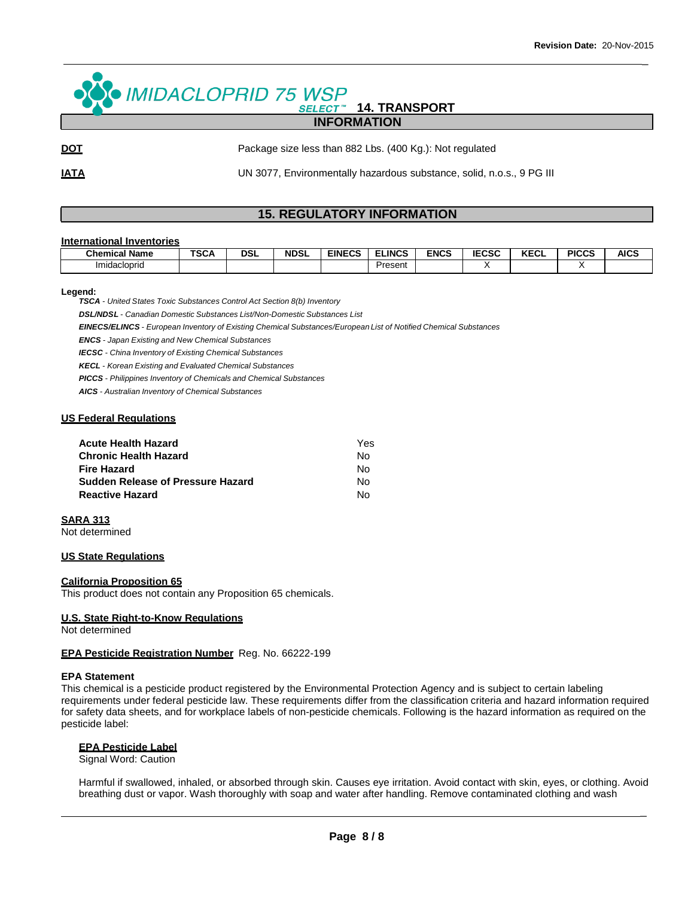## 14. TRANSPORT INFORMATION

**DOT** Package size less than 882 Lbs. (400 Kg.): Not regulated

**IATA** UN 3077, Environmentally hazardous substance, solid, n.o.s., 9 PG III

## 15. REGULATORY INFORMATION

**International Inventories**

| Chemical Name | TSCA | DSL | NDSL | EINECS | ELINCS | ENCS | IECSC | KECL | PICCS | AICS |
|---|---|---|---|---|---|---|---|---|---|---|
| Imidacloprid | | | | | Present | | X | | X | |

**Legend:**

*TSCA - United States Toxic Substances Control Act Section 8(b) Inventory*
*DSL/NDSL - Canadian Domestic Substances List/Non-Domestic Substances List*
*EINECS/ELINCS - European Inventory of Existing Chemical Substances/European List of Notified Chemical Substances*
*ENCS - Japan Existing and New Chemical Substances*
*IECSC - China Inventory of Existing Chemical Substances*
*KECL - Korean Existing and Evaluated Chemical Substances*
*PICCS - Philippines Inventory of Chemicals and Chemical Substances*
*AICS - Australian Inventory of Chemical Substances*

**US Federal Regulations**

| | |
|---|---|
| **Acute Health Hazard** | Yes |
| **Chronic Health Hazard** | No |
| **Fire Hazard** | No |
| **Sudden Release of Pressure Hazard** | No |
| **Reactive Hazard** | No |

**SARA 313**
Not determined

**US State Regulations**

**California Proposition 65**
This product does not contain any Proposition 65 chemicals.

**U.S. State Right-to-Know Regulations**
Not determined

**EPA Pesticide Registration Number** Reg. No. 66222-199

**EPA Statement**
This chemical is a pesticide product registered by the Environmental Protection Agency and is subject to certain labeling requirements under federal pesticide law. These requirements differ from the classification criteria and hazard information required for safety data sheets, and for workplace labels of non-pesticide chemicals. Following is the hazard information as required on the pesticide label:

**EPA Pesticide Label**
Signal Word: Caution

Harmful if swallowed, inhaled, or absorbed through skin. Causes eye irritation. Avoid contact with skin, eyes, or clothing. Avoid breathing dust or vapor. Wash thoroughly with soap and water after handling. Remove contaminated clothing and wash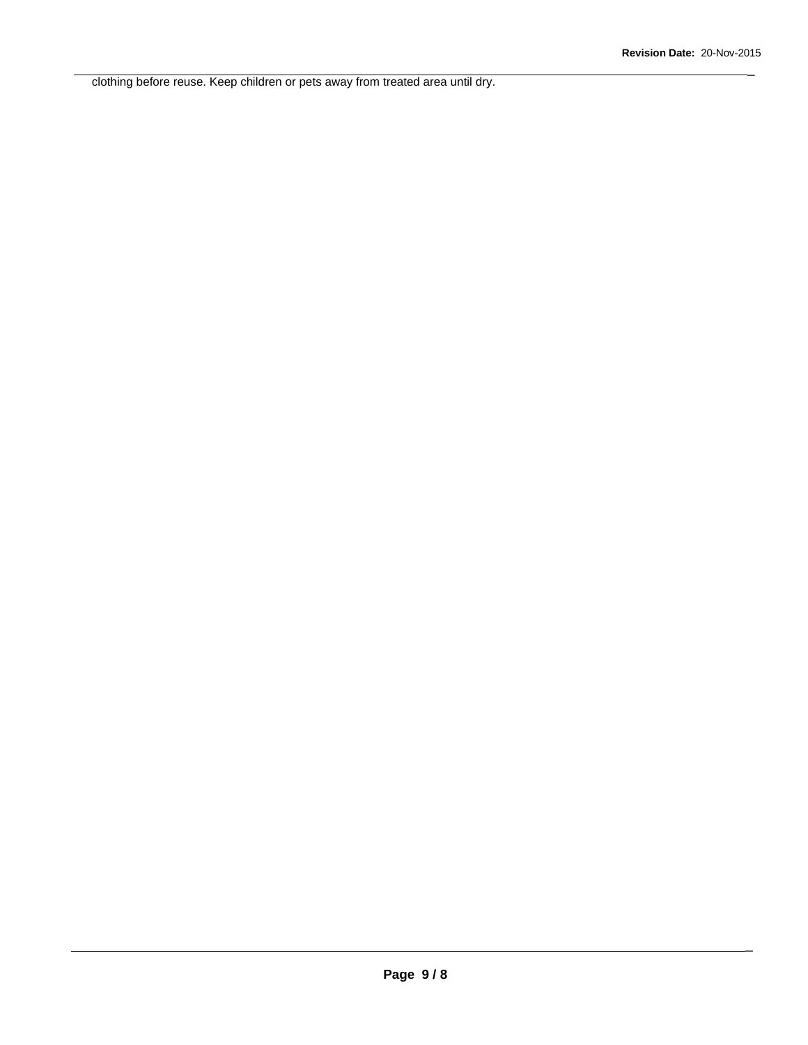clothing before reuse. Keep children or pets away from treated area until dry.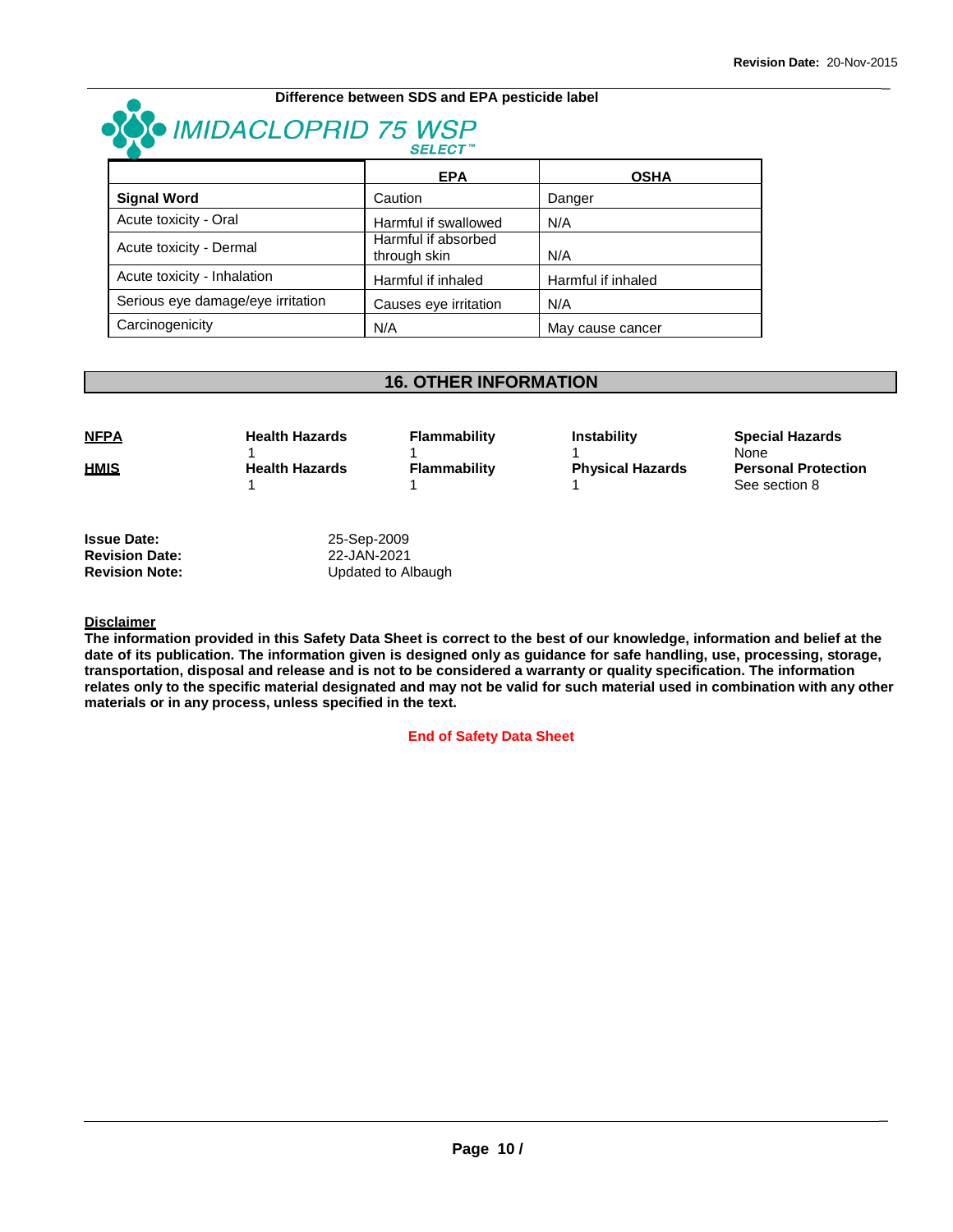**Difference between SDS and EPA pesticide label**

IMIDACLOPRID 75 WSP
SELECT™

| | EPA | OSHA |
|---|---|---|
| **Signal Word** | Caution | Danger |
| Acute toxicity - Oral | Harmful if swallowed | N/A |
| Acute toxicity - Dermal | Harmful if absorbed through skin | N/A |
| Acute toxicity - Inhalation | Harmful if inhaled | Harmful if inhaled |
| Serious eye damage/eye irritation | Causes eye irritation | N/A |
| Carcinogenicity | N/A | May cause cancer |

## 16. OTHER INFORMATION

| | | | | |
|---|---|---|---|---|
| **NFPA** | **Health Hazards** 1 | **Flammability** 1 | **Instability** 1 | **Special Hazards** None |
| **HMIS** | **Health Hazards** 1 | **Flammability** 1 | **Physical Hazards** 1 | **Personal Protection** See section 8 |

**Issue Date:** 25-Sep-2009
**Revision Date:** 22-JAN-2021
**Revision Note:** Updated to Albaugh

**Disclaimer**

**The information provided in this Safety Data Sheet is correct to the best of our knowledge, information and belief at the date of its publication. The information given is designed only as guidance for safe handling, use, processing, storage, transportation, disposal and release and is not to be considered a warranty or quality specification. The information relates only to the specific material designated and may not be valid for such material used in combination with any other materials or in any process, unless specified in the text.**

**End of Safety Data Sheet**